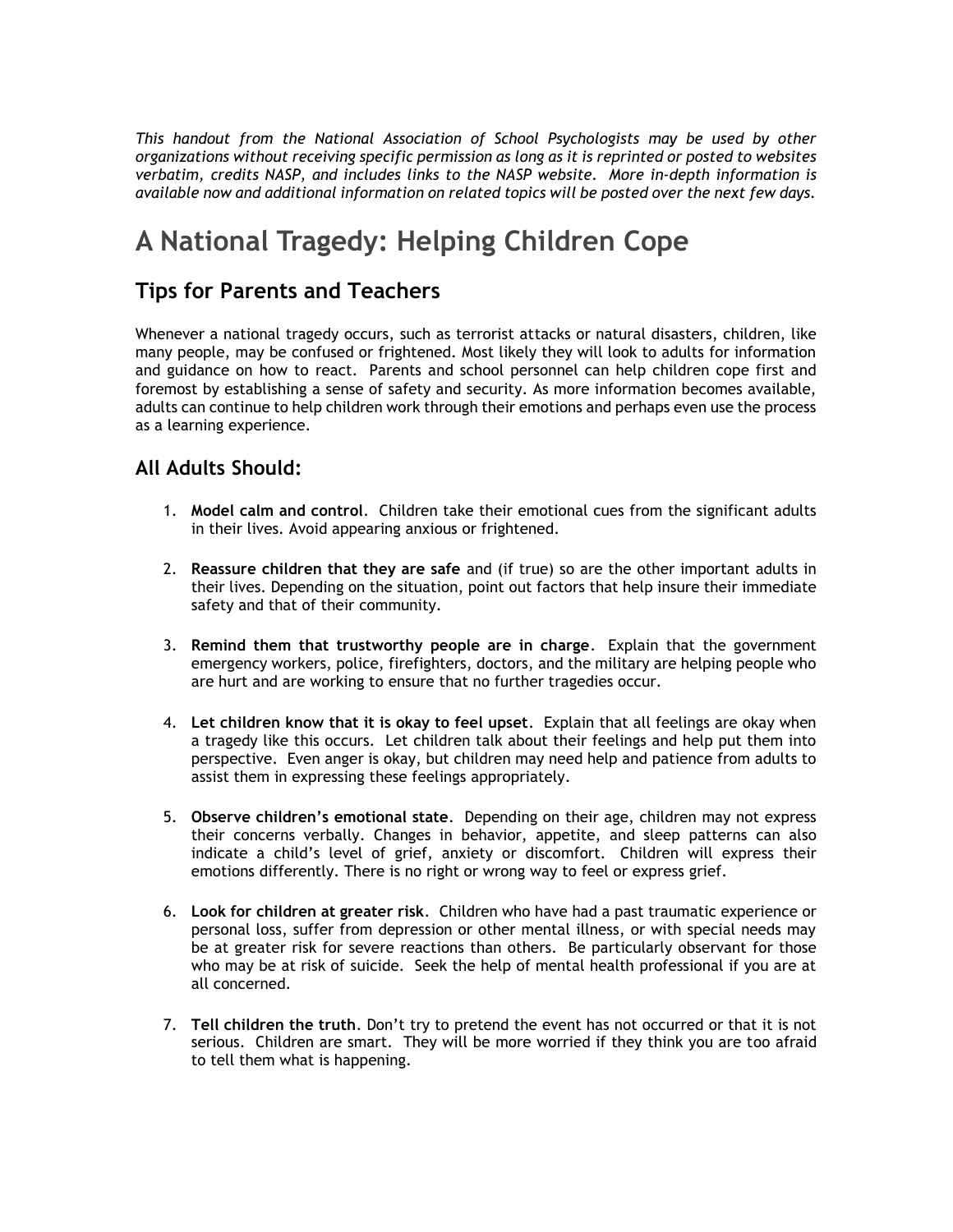*This handout from the National Association of School Psychologists may be used by other organizations without receiving specific permission as long as it is reprinted or posted to websites verbatim, credits NASP, and includes links to the NASP website. More in-depth information is available now and additional information on related topics will be posted over the next few days.*

# A National Tragedy: Helping Children Cope

## Tips for Parents and Teachers

Whenever a national tragedy occurs, such as terrorist attacks or natural disasters, children, like many people, may be confused or frightened. Most likely they will look to adults for information and guidance on how to react. Parents and school personnel can help children cope first and foremost by establishing a sense of safety and security. As more information becomes available, adults can continue to help children work through their emotions and perhaps even use the process as a learning experience.

### All Adults Should:

1. **Model calm and control**. Children take their emotional cues from the significant adults in their lives. Avoid appearing anxious or frightened.

2. **Reassure children that they are safe** and (if true) so are the other important adults in their lives. Depending on the situation, point out factors that help insure their immediate safety and that of their community.

3. **Remind them that trustworthy people are in charge**. Explain that the government emergency workers, police, firefighters, doctors, and the military are helping people who are hurt and are working to ensure that no further tragedies occur.

4. **Let children know that it is okay to feel upset**. Explain that all feelings are okay when a tragedy like this occurs. Let children talk about their feelings and help put them into perspective. Even anger is okay, but children may need help and patience from adults to assist them in expressing these feelings appropriately.

5. **Observe children's emotional state**. Depending on their age, children may not express their concerns verbally. Changes in behavior, appetite, and sleep patterns can also indicate a child's level of grief, anxiety or discomfort. Children will express their emotions differently. There is no right or wrong way to feel or express grief.

6. **Look for children at greater risk**. Children who have had a past traumatic experience or personal loss, suffer from depression or other mental illness, or with special needs may be at greater risk for severe reactions than others. Be particularly observant for those who may be at risk of suicide. Seek the help of mental health professional if you are at all concerned.

7. **Tell children the truth**. Don't try to pretend the event has not occurred or that it is not serious. Children are smart. They will be more worried if they think you are too afraid to tell them what is happening.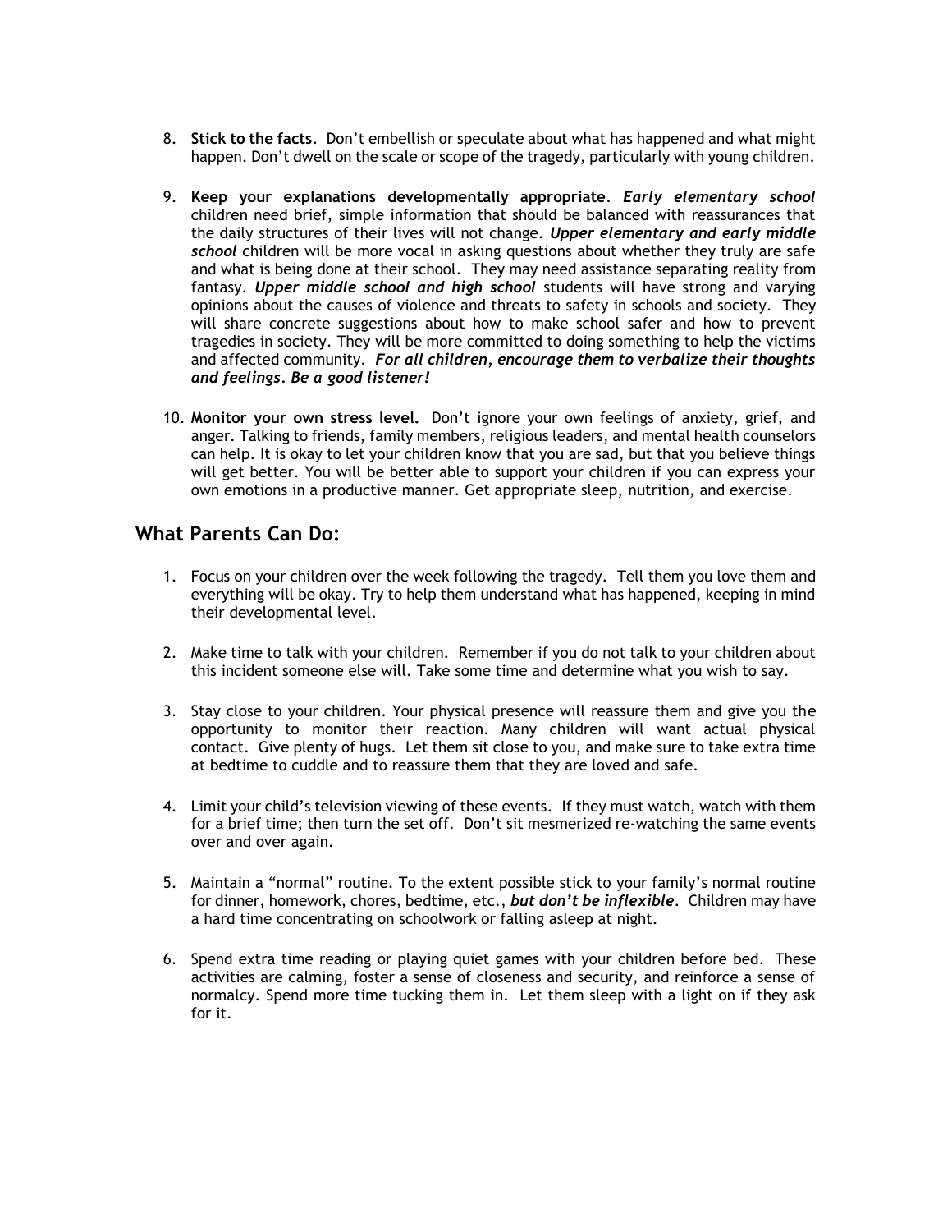8. **Stick to the facts**. Don't embellish or speculate about what has happened and what might happen. Don't dwell on the scale or scope of the tragedy, particularly with young children.

9. **Keep your explanations developmentally appropriate**. ***Early elementary school*** children need brief, simple information that should be balanced with reassurances that the daily structures of their lives will not change. ***Upper elementary and early middle school*** children will be more vocal in asking questions about whether they truly are safe and what is being done at their school. They may need assistance separating reality from fantasy. ***Upper middle school and high school*** students will have strong and varying opinions about the causes of violence and threats to safety in schools and society. They will share concrete suggestions about how to make school safer and how to prevent tragedies in society. They will be more committed to doing something to help the victims and affected community. ***For all children, encourage them to verbalize their thoughts and feelings. Be a good listener!***

10. **Monitor your own stress level.** Don't ignore your own feelings of anxiety, grief, and anger. Talking to friends, family members, religious leaders, and mental health counselors can help. It is okay to let your children know that you are sad, but that you believe things will get better. You will be better able to support your children if you can express your own emotions in a productive manner. Get appropriate sleep, nutrition, and exercise.

## What Parents Can Do:

1. Focus on your children over the week following the tragedy. Tell them you love them and everything will be okay. Try to help them understand what has happened, keeping in mind their developmental level.

2. Make time to talk with your children. Remember if you do not talk to your children about this incident someone else will. Take some time and determine what you wish to say.

3. Stay close to your children. Your physical presence will reassure them and give you the opportunity to monitor their reaction. Many children will want actual physical contact. Give plenty of hugs. Let them sit close to you, and make sure to take extra time at bedtime to cuddle and to reassure them that they are loved and safe.

4. Limit your child's television viewing of these events. If they must watch, watch with them for a brief time; then turn the set off. Don't sit mesmerized re-watching the same events over and over again.

5. Maintain a "normal" routine. To the extent possible stick to your family's normal routine for dinner, homework, chores, bedtime, etc., ***but don't be inflexible***. Children may have a hard time concentrating on schoolwork or falling asleep at night.

6. Spend extra time reading or playing quiet games with your children before bed. These activities are calming, foster a sense of closeness and security, and reinforce a sense of normalcy. Spend more time tucking them in. Let them sleep with a light on if they ask for it.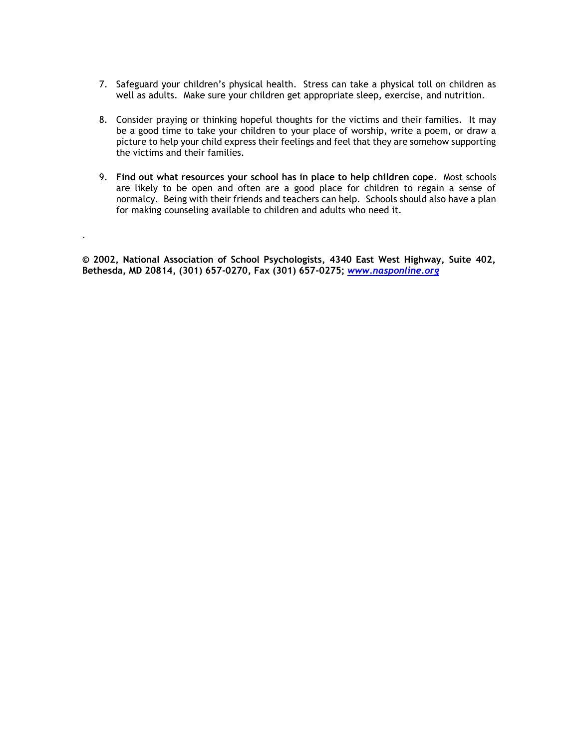7. Safeguard your children's physical health. Stress can take a physical toll on children as well as adults. Make sure your children get appropriate sleep, exercise, and nutrition.

8. Consider praying or thinking hopeful thoughts for the victims and their families. It may be a good time to take your children to your place of worship, write a poem, or draw a picture to help your child express their feelings and feel that they are somehow supporting the victims and their families.

9. **Find out what resources your school has in place to help children cope**. Most schools are likely to be open and often are a good place for children to regain a sense of normalcy. Being with their friends and teachers can help. Schools should also have a plan for making counseling available to children and adults who need it.

.

**© 2002, National Association of School Psychologists, 4340 East West Highway, Suite 402, Bethesda, MD 20814, (301) 657-0270, Fax (301) 657-0275; *www.nasponline.org***